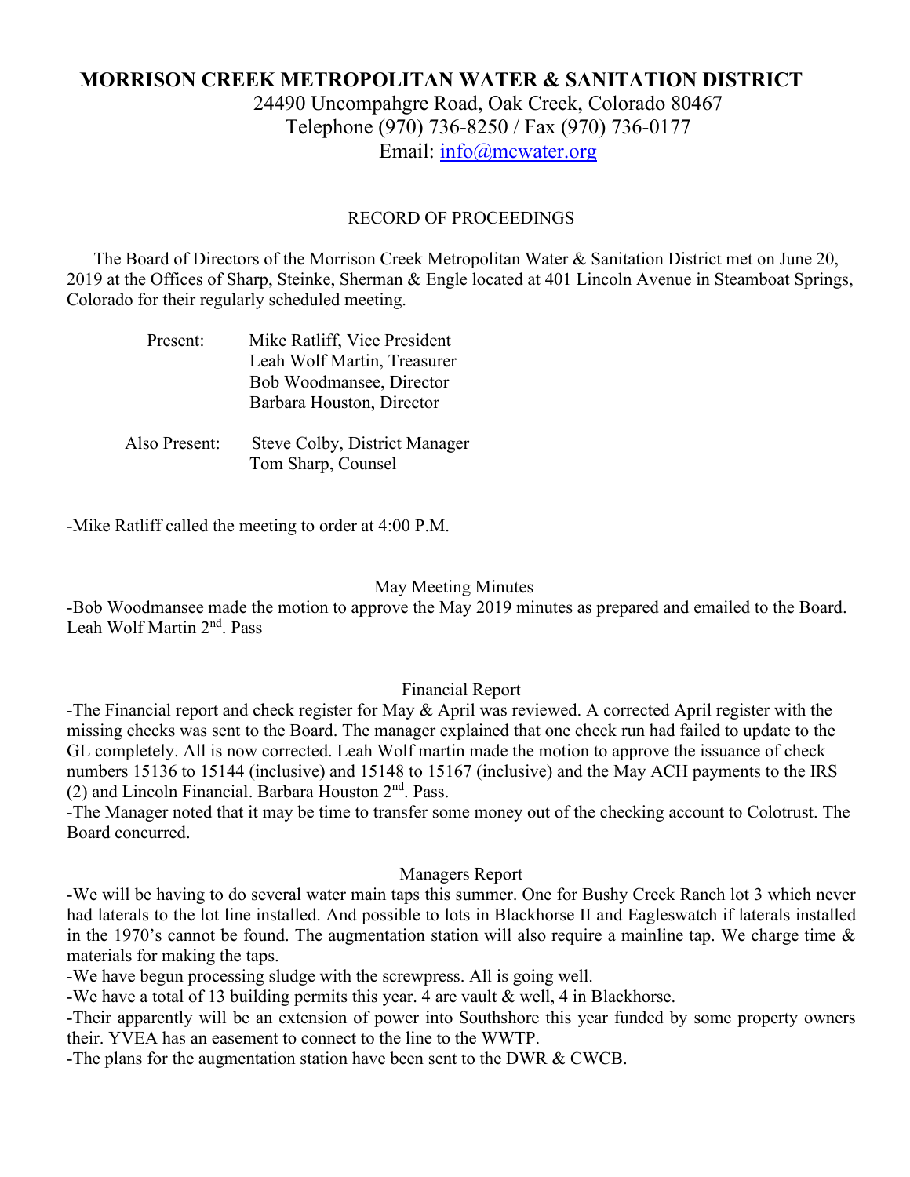# MORRISON CREEK METROPOLITAN WATER & SANITATION DISTRICT

24490 Uncompahgre Road, Oak Creek, Colorado 80467
Telephone (970) 736-8250 / Fax (970) 736-0177
Email: info@mcwater.org

## RECORD OF PROCEEDINGS

The Board of Directors of the Morrison Creek Metropolitan Water & Sanitation District met on June 20, 2019 at the Offices of Sharp, Steinke, Sherman & Engle located at 401 Lincoln Avenue in Steamboat Springs, Colorado for their regularly scheduled meeting.

Present: Mike Ratliff, Vice President
Leah Wolf Martin, Treasurer
Bob Woodmansee, Director
Barbara Houston, Director

Also Present: Steve Colby, District Manager
Tom Sharp, Counsel

-Mike Ratliff called the meeting to order at 4:00 P.M.

### May Meeting Minutes

-Bob Woodmansee made the motion to approve the May 2019 minutes as prepared and emailed to the Board. Leah Wolf Martin 2nd. Pass

### Financial Report

-The Financial report and check register for May & April was reviewed. A corrected April register with the missing checks was sent to the Board. The manager explained that one check run had failed to update to the GL completely. All is now corrected. Leah Wolf martin made the motion to approve the issuance of check numbers 15136 to 15144 (inclusive) and 15148 to 15167 (inclusive) and the May ACH payments to the IRS (2) and Lincoln Financial. Barbara Houston 2nd. Pass.

-The Manager noted that it may be time to transfer some money out of the checking account to Colotrust. The Board concurred.

### Managers Report

-We will be having to do several water main taps this summer. One for Bushy Creek Ranch lot 3 which never had laterals to the lot line installed. And possible to lots in Blackhorse II and Eagleswatch if laterals installed in the 1970's cannot be found. The augmentation station will also require a mainline tap. We charge time & materials for making the taps.

-We have begun processing sludge with the screwpress. All is going well.

-We have a total of 13 building permits this year. 4 are vault & well, 4 in Blackhorse.

-Their apparently will be an extension of power into Southshore this year funded by some property owners their. YVEA has an easement to connect to the line to the WWTP.

-The plans for the augmentation station have been sent to the DWR & CWCB.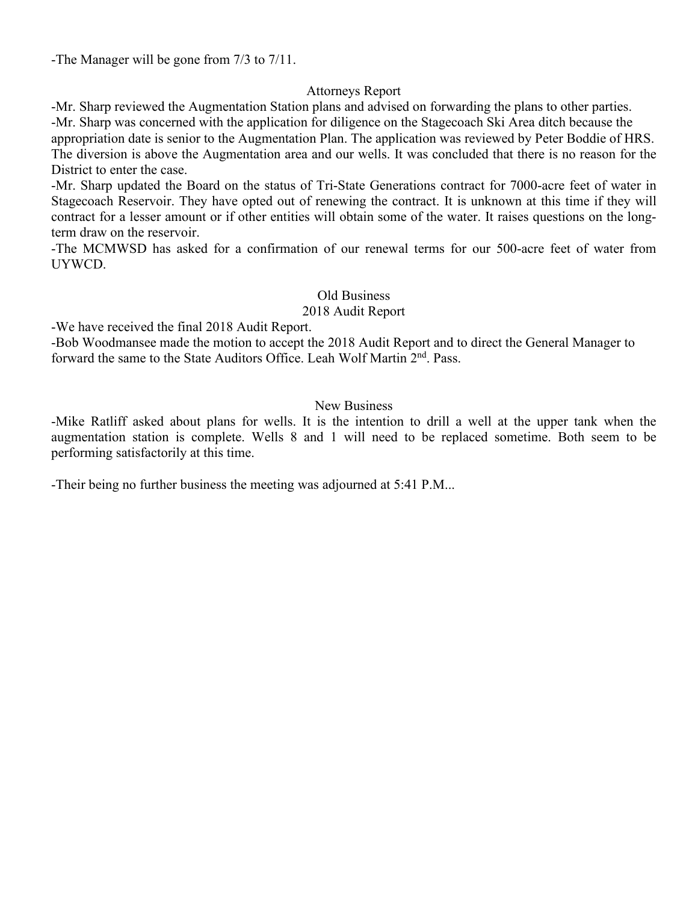-The Manager will be gone from 7/3 to 7/11.

## Attorneys Report

-Mr. Sharp reviewed the Augmentation Station plans and advised on forwarding the plans to other parties.
-Mr. Sharp was concerned with the application for diligence on the Stagecoach Ski Area ditch because the appropriation date is senior to the Augmentation Plan. The application was reviewed by Peter Boddie of HRS. The diversion is above the Augmentation area and our wells. It was concluded that there is no reason for the District to enter the case.
-Mr. Sharp updated the Board on the status of Tri-State Generations contract for 7000-acre feet of water in Stagecoach Reservoir. They have opted out of renewing the contract. It is unknown at this time if they will contract for a lesser amount or if other entities will obtain some of the water. It raises questions on the long-term draw on the reservoir.
-The MCMWSD has asked for a confirmation of our renewal terms for our 500-acre feet of water from UYWCD.

## Old Business

### 2018 Audit Report

-We have received the final 2018 Audit Report.
-Bob Woodmansee made the motion to accept the 2018 Audit Report and to direct the General Manager to forward the same to the State Auditors Office. Leah Wolf Martin 2nd. Pass.

## New Business

-Mike Ratliff asked about plans for wells. It is the intention to drill a well at the upper tank when the augmentation station is complete. Wells 8 and 1 will need to be replaced sometime. Both seem to be performing satisfactorily at this time.

-Their being no further business the meeting was adjourned at 5:41 P.M...